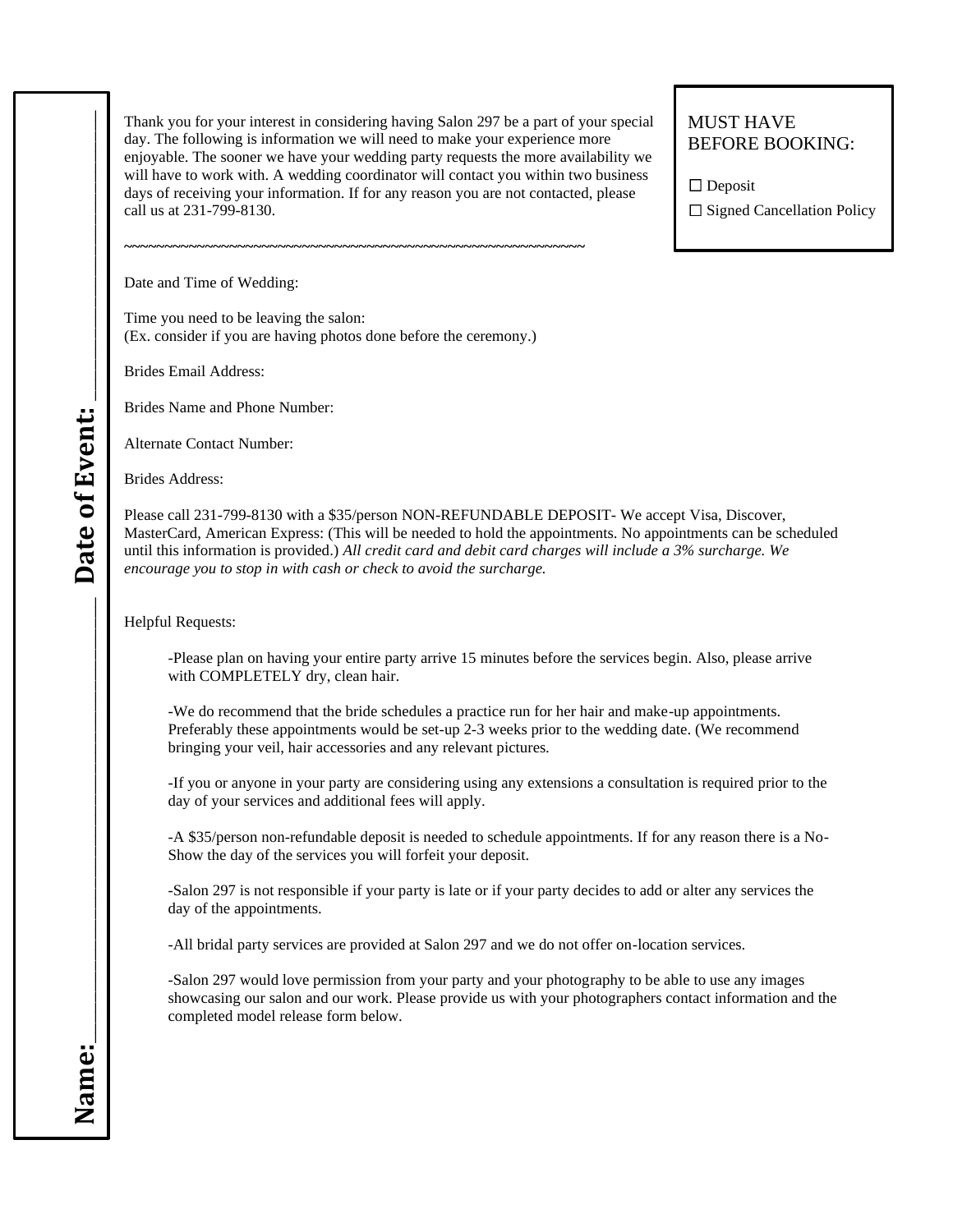Name:\_\_\_\_\_\_\_\_\_\_\_\_\_\_\_\_\_\_\_\_\_\_\_\_\_\_\_\_ Date of Event: \_\_\_\_\_\_\_\_\_\_\_\_\_\_\_\_\_\_\_\_\_\_\_\_

Thank you for your interest in considering having Salon 297 be a part of your special day. The following is information we will need to make your experience more enjoyable. The sooner we have your wedding party requests the more availability we will have to work with. A wedding coordinator will contact you within two business days of receiving your information. If for any reason you are not contacted, please call us at 231-799-8130.

MUST HAVE BEFORE BOOKING:

☐ Deposit

☐ Signed Cancellation Policy

~~~~~~~~~~~~~~~~~~~~~~~~~~~~~~~~~~~~~~~~~~~~~~~~~~~~~~~~~~~~~~~~

Date and Time of Wedding:

Time you need to be leaving the salon:
(Ex. consider if you are having photos done before the ceremony.)

Brides Email Address:

Brides Name and Phone Number:

Alternate Contact Number:

Brides Address:

Please call 231-799-8130 with a $35/person NON-REFUNDABLE DEPOSIT- We accept Visa, Discover, MasterCard, American Express: (This will be needed to hold the appointments. No appointments can be scheduled until this information is provided.) *All credit card and debit card charges will include a 3% surcharge. We encourage you to stop in with cash or check to avoid the surcharge.*

Helpful Requests:

-Please plan on having your entire party arrive 15 minutes before the services begin. Also, please arrive with COMPLETELY dry, clean hair.

-We do recommend that the bride schedules a practice run for her hair and make-up appointments. Preferably these appointments would be set-up 2-3 weeks prior to the wedding date. (We recommend bringing your veil, hair accessories and any relevant pictures.

-If you or anyone in your party are considering using any extensions a consultation is required prior to the day of your services and additional fees will apply.

-A $35/person non-refundable deposit is needed to schedule appointments. If for any reason there is a No-Show the day of the services you will forfeit your deposit.

-Salon 297 is not responsible if your party is late or if your party decides to add or alter any services the day of the appointments.

-All bridal party services are provided at Salon 297 and we do not offer on-location services.

-Salon 297 would love permission from your party and your photography to be able to use any images showcasing our salon and our work. Please provide us with your photographers contact information and the completed model release form below.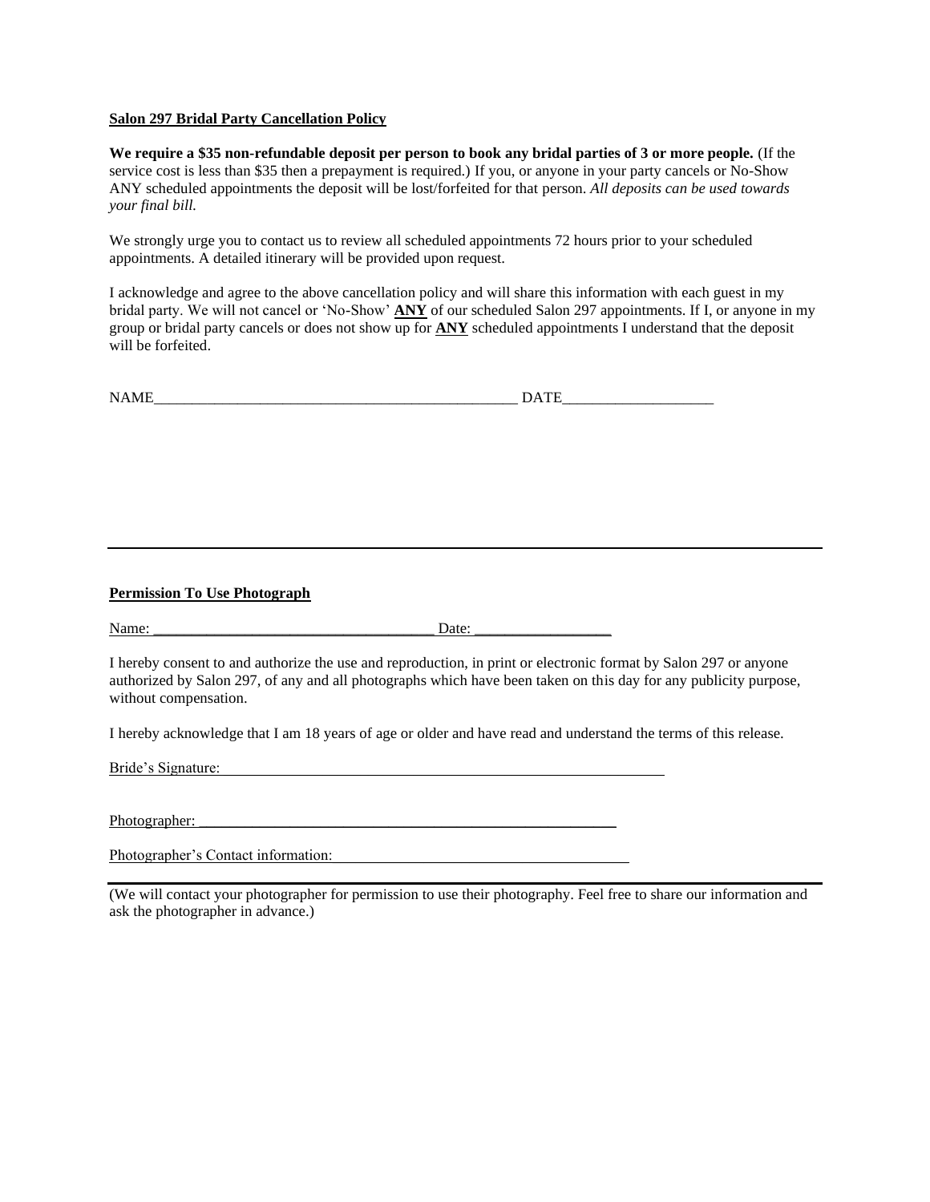**Salon 297 Bridal Party Cancellation Policy**

**We require a $35 non-refundable deposit per person to book any bridal parties of 3 or more people.** (If the service cost is less than $35 then a prepayment is required.) If you, or anyone in your party cancels or No-Show ANY scheduled appointments the deposit will be lost/forfeited for that person. *All deposits can be used towards your final bill.*

We strongly urge you to contact us to review all scheduled appointments 72 hours prior to your scheduled appointments. A detailed itinerary will be provided upon request.

I acknowledge and agree to the above cancellation policy and will share this information with each guest in my bridal party. We will not cancel or 'No-Show' **ANY** of our scheduled Salon 297 appointments. If I, or anyone in my group or bridal party cancels or does not show up for **ANY** scheduled appointments I understand that the deposit will be forfeited.

NAME_________________________________________________ DATE____________________

---

**Permission To Use Photograph**

Name: _____________________________________ Date: __________________

I hereby consent to and authorize the use and reproduction, in print or electronic format by Salon 297 or anyone authorized by Salon 297, of any and all photographs which have been taken on this day for any publicity purpose, without compensation.

I hereby acknowledge that I am 18 years of age or older and have read and understand the terms of this release.

Bride's Signature: ______________________________________________________________

Photographer: __________________________________________________________

Photographer's Contact information: ________________________________________

---

(We will contact your photographer for permission to use their photography. Feel free to share our information and ask the photographer in advance.)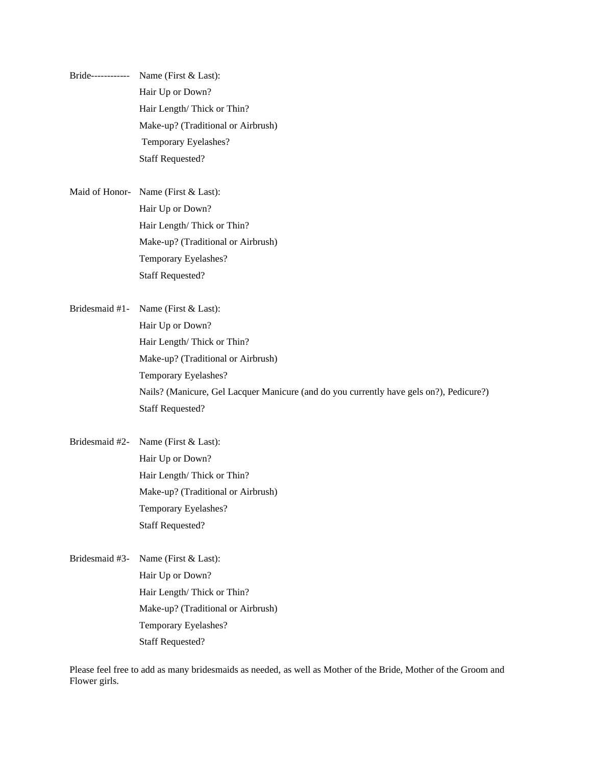Bride------------ Name (First & Last):
Hair Up or Down?
Hair Length/ Thick or Thin?
Make-up? (Traditional or Airbrush)
Temporary Eyelashes?
Staff Requested?

Maid of Honor- Name (First & Last):
Hair Up or Down?
Hair Length/ Thick or Thin?
Make-up? (Traditional or Airbrush)
Temporary Eyelashes?
Staff Requested?

Bridesmaid #1- Name (First & Last):
Hair Up or Down?
Hair Length/ Thick or Thin?
Make-up? (Traditional or Airbrush)
Temporary Eyelashes?
Nails? (Manicure, Gel Lacquer Manicure (and do you currently have gels on?), Pedicure?)
Staff Requested?

Bridesmaid #2- Name (First & Last):
Hair Up or Down?
Hair Length/ Thick or Thin?
Make-up? (Traditional or Airbrush)
Temporary Eyelashes?
Staff Requested?

Bridesmaid #3- Name (First & Last):
Hair Up or Down?
Hair Length/ Thick or Thin?
Make-up? (Traditional or Airbrush)
Temporary Eyelashes?
Staff Requested?

Please feel free to add as many bridesmaids as needed, as well as Mother of the Bride, Mother of the Groom and Flower girls.